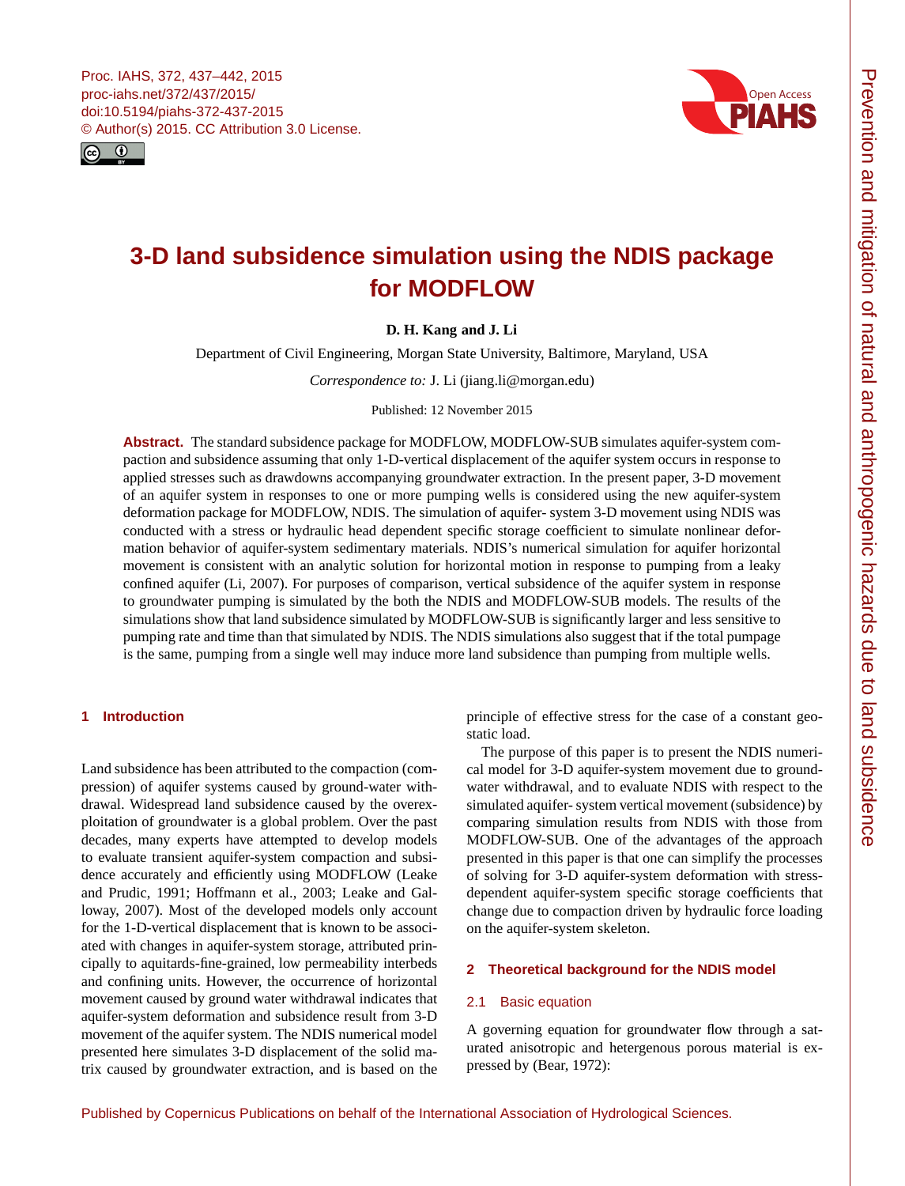# 3-D land subsidence simulation using the NDIS package for MODFLOW

**D. H. Kang and J. Li**

Department of Civil Engineering, Morgan State University, Baltimore, Maryland, USA

*Correspondence to:* J. Li (jiang.li@morgan.edu)

Published: 12 November 2015

**Abstract.** The standard subsidence package for MODFLOW, MODFLOW-SUB simulates aquifer-system compaction and subsidence assuming that only 1-D-vertical displacement of the aquifer system occurs in response to applied stresses such as drawdowns accompanying groundwater extraction. In the present paper, 3-D movement of an aquifer system in responses to one or more pumping wells is considered using the new aquifer-system deformation package for MODFLOW, NDIS. The simulation of aquifer- system 3-D movement using NDIS was conducted with a stress or hydraulic head dependent specific storage coefficient to simulate nonlinear deformation behavior of aquifer-system sedimentary materials. NDIS's numerical simulation for aquifer horizontal movement is consistent with an analytic solution for horizontal motion in response to pumping from a leaky confined aquifer (Li, 2007). For purposes of comparison, vertical subsidence of the aquifer system in response to groundwater pumping is simulated by the both the NDIS and MODFLOW-SUB models. The results of the simulations show that land subsidence simulated by MODFLOW-SUB is significantly larger and less sensitive to pumping rate and time than that simulated by NDIS. The NDIS simulations also suggest that if the total pumpage is the same, pumping from a single well may induce more land subsidence than pumping from multiple wells.

## 1 Introduction

Land subsidence has been attributed to the compaction (compression) of aquifer systems caused by ground-water withdrawal. Widespread land subsidence caused by the overexploitation of groundwater is a global problem. Over the past decades, many experts have attempted to develop models to evaluate transient aquifer-system compaction and subsidence accurately and efficiently using MODFLOW (Leake and Prudic, 1991; Hoffmann et al., 2003; Leake and Galloway, 2007). Most of the developed models only account for the 1-D-vertical displacement that is known to be associated with changes in aquifer-system storage, attributed principally to aquitards-fine-grained, low permeability interbeds and confining units. However, the occurrence of horizontal movement caused by ground water withdrawal indicates that aquifer-system deformation and subsidence result from 3-D movement of the aquifer system. The NDIS numerical model presented here simulates 3-D displacement of the solid matrix caused by groundwater extraction, and is based on the principle of effective stress for the case of a constant geostatic load.

The purpose of this paper is to present the NDIS numerical model for 3-D aquifer-system movement due to groundwater withdrawal, and to evaluate NDIS with respect to the simulated aquifer- system vertical movement (subsidence) by comparing simulation results from NDIS with those from MODFLOW-SUB. One of the advantages of the approach presented in this paper is that one can simplify the processes of solving for 3-D aquifer-system deformation with stress-dependent aquifer-system specific storage coefficients that change due to compaction driven by hydraulic force loading on the aquifer-system skeleton.

## 2 Theoretical background for the NDIS model

### 2.1 Basic equation

A governing equation for groundwater flow through a saturated anisotropic and hetergenous porous material is expressed by (Bear, 1972):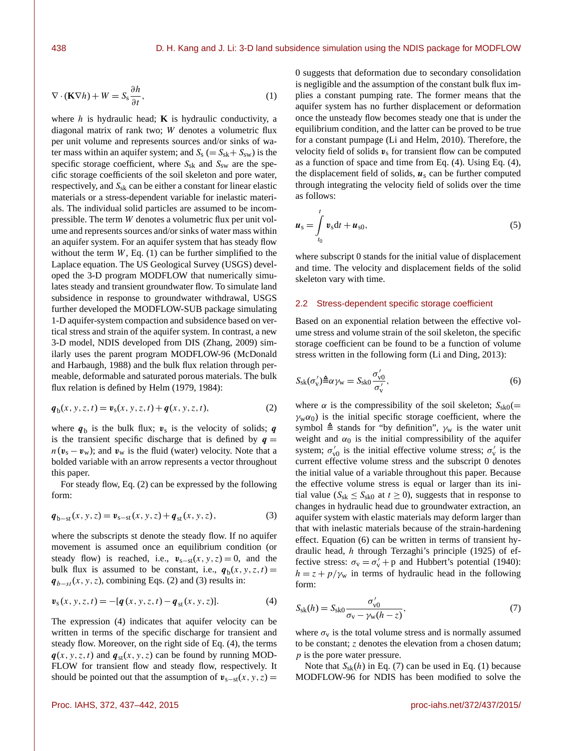$$\nabla \cdot (\mathbf{K}\nabla h) + W = S_\mathrm{s}\frac{\partial h}{\partial t}, \tag{1}$$

where $h$ is hydraulic head; $\mathbf{K}$ is hydraulic conductivity, a diagonal matrix of rank two; $W$ denotes a volumetric flux per unit volume and represents sources and/or sinks of water mass within an aquifer system; and $S_\mathrm{s}$ ($= S_\mathrm{sk} + S_\mathrm{sw}$) is the specific storage coefficient, where $S_\mathrm{sk}$ and $S_\mathrm{sw}$ are the specific storage coefficients of the soil skeleton and pore water, respectively, and $S_\mathrm{sk}$ can be either a constant for linear elastic materials or a stress-dependent variable for inelastic materials. The individual solid particles are assumed to be incompressible. The term $W$ denotes a volumetric flux per unit volume and represents sources and/or sinks of water mass within an aquifer system. For an aquifer system that has steady flow without the term $W$, Eq. (1) can be further simplified to the Laplace equation. The US Geological Survey (USGS) developed the 3-D program MODFLOW that numerically simulates steady and transient groundwater flow. To simulate land subsidence in response to groundwater withdrawal, USGS further developed the MODFLOW-SUB package simulating 1-D aquifer-system compaction and subsidence based on vertical stress and strain of the aquifer system. In contrast, a new 3-D model, NDIS developed from DIS (Zhang, 2009) similarly uses the parent program MODFLOW-96 (McDonald and Harbaugh, 1988) and the bulk flux relation through permeable, deformable and saturated porous materials. The bulk flux relation is defined by Helm (1979, 1984):

$$\boldsymbol{q}_\mathrm{b}(x,y,z,t) = \boldsymbol{v}_\mathrm{s}(x,y,z,t) + \boldsymbol{q}(x,y,z,t), \tag{2}$$

where $\boldsymbol{q}_\mathrm{b}$ is the bulk flux; $\boldsymbol{v}_\mathrm{s}$ is the velocity of solids; $\boldsymbol{q}$ is the transient specific discharge that is defined by $\boldsymbol{q} = n(\boldsymbol{v}_\mathrm{s} - \boldsymbol{v}_\mathrm{w})$; and $\boldsymbol{v}_\mathrm{w}$ is the fluid (water) velocity. Note that a bolded variable with an arrow represents a vector throughout this paper.

For steady flow, Eq. (2) can be expressed by the following form:

$$\boldsymbol{q}_{\mathrm{b-st}}(x,y,z) = \boldsymbol{v}_{\mathrm{s-st}}(x,y,z) + \boldsymbol{q}_{\mathrm{st}}(x,y,z), \tag{3}$$

where the subscripts st denote the steady flow. If no aquifer movement is assumed once an equilibrium condition (or steady flow) is reached, i.e., $\boldsymbol{v}_{\mathrm{s-st}}(x,y,z) = 0$, and the bulk flux is assumed to be constant, i.e., $\boldsymbol{q}_\mathrm{b}(x,y,z,t) = \boldsymbol{q}_{b-st}(x,y,z)$, combining Eqs. (2) and (3) results in:

$$\boldsymbol{v}_\mathrm{s}(x,y,z,t) = -[\boldsymbol{q}(x,y,z,t) - \boldsymbol{q}_{\mathrm{st}}(x,y,z)]. \tag{4}$$

The expression (4) indicates that aquifer velocity can be written in terms of the specific discharge for transient and steady flow. Moreover, on the right side of Eq. (4), the terms $\boldsymbol{q}(x,y,z,t)$ and $\boldsymbol{q}_{\mathrm{st}}(x,y,z)$ can be found by running MODFLOW for transient flow and steady flow, respectively. It should be pointed out that the assumption of $\boldsymbol{v}_{\mathrm{s-st}}(x,y,z) = 0$ suggests that deformation due to secondary consolidation is negligible and the assumption of the constant bulk flux implies a constant pumping rate. The former means that the aquifer system has no further displacement or deformation once the unsteady flow becomes steady one that is under the equilibrium condition, and the latter can be proved to be true for a constant pumpage (Li and Helm, 2010). Therefore, the velocity field of solids $\boldsymbol{v}_\mathrm{s}$ for transient flow can be computed as a function of space and time from Eq. (4). Using Eq. (4), the displacement field of solids, $\boldsymbol{u}_\mathrm{s}$ can be further computed through integrating the velocity field of solids over the time as follows:

$$\boldsymbol{u}_\mathrm{s} = \int_{t_0}^{t} \boldsymbol{v}_\mathrm{s}\,\mathrm{d}t + \boldsymbol{u}_{\mathrm{s}0}, \tag{5}$$

where subscript 0 stands for the initial value of displacement and time. The velocity and displacement fields of the solid skeleton vary with time.

### 2.2 Stress-dependent specific storage coefficient

Based on an exponential relation between the effective volume stress and volume strain of the soil skeleton, the specific storage coefficient can be found to be a function of volume stress written in the following form (Li and Ding, 2013):

$$S_\mathrm{sk}(\sigma'_\mathrm{v}) \triangleq \alpha\gamma_\mathrm{w} = S_{\mathrm{sk}0}\frac{\sigma'_{\mathrm{v}0}}{\sigma'_\mathrm{v}}, \tag{6}$$

where $\alpha$ is the compressibility of the soil skeleton; $S_{\mathrm{sk}0}$($= \gamma_\mathrm{w}\alpha_0$) is the initial specific storage coefficient, where the symbol $\triangleq$ stands for "by definition", $\gamma_\mathrm{w}$ is the water unit weight and $\alpha_0$ is the initial compressibility of the aquifer system; $\sigma'_{\mathrm{v}0}$ is the initial effective volume stress; $\sigma'_\mathrm{v}$ is the current effective volume stress and the subscript 0 denotes the initial value of a variable throughout this paper. Because the effective volume stress is equal or larger than its initial value ($S_\mathrm{sk} \leq S_{\mathrm{sk}0}$ at $t \geq 0$), suggests that in response to changes in hydraulic head due to groundwater extraction, an aquifer system with elastic materials may deform larger than that with inelastic materials because of the strain-hardening effect. Equation (6) can be written in terms of transient hydraulic head, $h$ through Terzaghi's principle (1925) of effective stress: $\sigma_\mathrm{v} = \sigma'_\mathrm{v} + \mathrm{p}$ and Hubbert's potential (1940): $h = z + p/\gamma_\mathrm{w}$ in terms of hydraulic head in the following form:

$$S_\mathrm{sk}(h) = S_{\mathrm{sk}0}\frac{\sigma'_{\mathrm{v}0}}{\sigma_\mathrm{v} - \gamma_\mathrm{w}(h - z)}, \tag{7}$$

where $\sigma_\mathrm{v}$ is the total volume stress and is normally assumed to be constant; $z$ denotes the elevation from a chosen datum; $p$ is the pore water pressure.

Note that $S_\mathrm{sk}(h)$ in Eq. (7) can be used in Eq. (1) because MODFLOW-96 for NDIS has been modified to solve the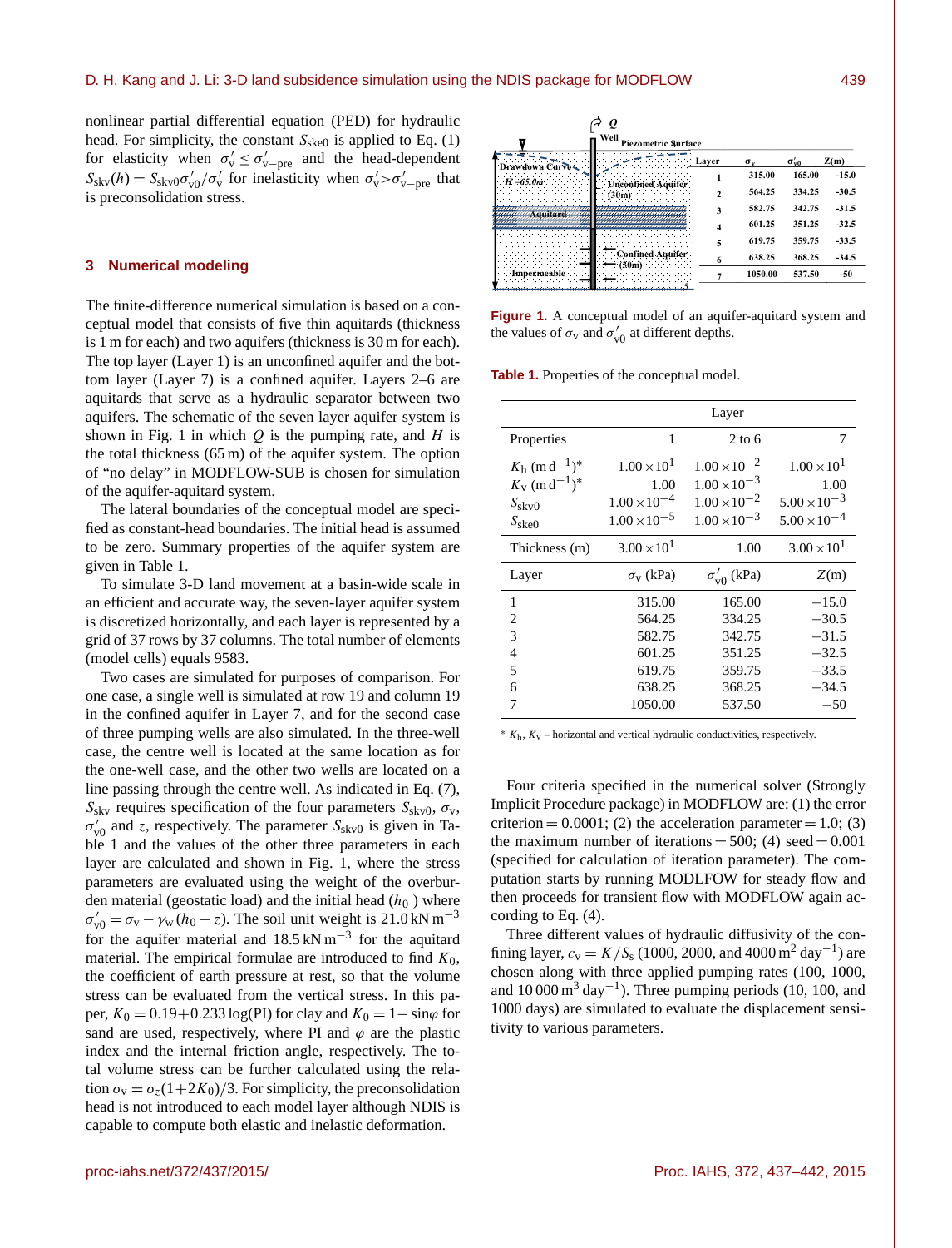nonlinear partial differential equation (PED) for hydraulic head. For simplicity, the constant $S_{ske0}$ is applied to Eq. (1) for elasticity when $\sigma'_v \leq \sigma'_{v-pre}$ and the head-dependent $S_{skv}(h) = S_{skv0}\sigma'_{v0}/\sigma'_v$ for inelasticity when $\sigma'_v > \sigma'_{v-pre}$ that is preconsolidation stress.

## 3 Numerical modeling

The finite-difference numerical simulation is based on a conceptual model that consists of five thin aquitards (thickness is 1 m for each) and two aquifers (thickness is 30 m for each). The top layer (Layer 1) is an unconfined aquifer and the bottom layer (Layer 7) is a confined aquifer. Layers 2–6 are aquitards that serve as a hydraulic separator between two aquifers. The schematic of the seven layer aquifer system is shown in Fig. 1 in which $Q$ is the pumping rate, and $H$ is the total thickness (65 m) of the aquifer system. The option of "no delay" in MODFLOW-SUB is chosen for simulation of the aquifer-aquitard system.

The lateral boundaries of the conceptual model are specified as constant-head boundaries. The initial head is assumed to be zero. Summary properties of the aquifer system are given in Table 1.

To simulate 3-D land movement at a basin-wide scale in an efficient and accurate way, the seven-layer aquifer system is discretized horizontally, and each layer is represented by a grid of 37 rows by 37 columns. The total number of elements (model cells) equals 9583.

Two cases are simulated for purposes of comparison. For one case, a single well is simulated at row 19 and column 19 in the confined aquifer in Layer 7, and for the second case of three pumping wells are also simulated. In the three-well case, the centre well is located at the same location as for the one-well case, and the other two wells are located on a line passing through the centre well. As indicated in Eq. (7), $S_{skv}$ requires specification of the four parameters $S_{skv0}$, $\sigma_v$, $\sigma'_{v0}$ and $z$, respectively. The parameter $S_{skv0}$ is given in Table 1 and the values of the other three parameters in each layer are calculated and shown in Fig. 1, where the stress parameters are evaluated using the weight of the overburden material (geostatic load) and the initial head ($h_0$) where $\sigma'_{v0} = \sigma_v - \gamma_w(h_0 - z)$. The soil unit weight is 21.0 kN m$^{-3}$ for the aquifer material and 18.5 kN m$^{-3}$ for the aquitard material. The empirical formulae are introduced to find $K_0$, the coefficient of earth pressure at rest, so that the volume stress can be evaluated from the vertical stress. In this paper, $K_0 = 0.19 + 0.233\log(\mathrm{PI})$ for clay and $K_0 = 1 - \sin\varphi$ for sand are used, respectively, where PI and $\varphi$ are the plastic index and the internal friction angle, respectively. The total volume stress can be further calculated using the relation $\sigma_v = \sigma_z(1 + 2K_0)/3$. For simplicity, the preconsolidation head is not introduced to each model layer although NDIS is capable to compute both elastic and inelastic deformation.

| Layer | $\sigma_v$ | $\sigma'_{v0}$ | Z(m) |
|---|---|---|---|
| 1 | 315.00 | 165.00 | -15.0 |
| 2 | 564.25 | 334.25 | -30.5 |
| 3 | 582.75 | 342.75 | -31.5 |
| 4 | 601.25 | 351.25 | -32.5 |
| 5 | 619.75 | 359.75 | -33.5 |
| 6 | 638.25 | 368.25 | -34.5 |
| 7 | 1050.00 | 537.50 | -50 |

**Figure 1.** A conceptual model of an aquifer-aquitard system and the values of $\sigma_v$ and $\sigma'_{v0}$ at different depths.

**Table 1.** Properties of the conceptual model.

| Properties | Layer 1 | Layer 2 to 6 | Layer 7 |
|---|---|---|---|
| $K_h$ (m d$^{-1}$)* | $1.00 \times 10^{1}$ | $1.00 \times 10^{-2}$ | $1.00 \times 10^{1}$ |
| $K_v$ (m d$^{-1}$)* | 1.00 | $1.00 \times 10^{-3}$ | 1.00 |
| $S_{skv0}$ | $1.00 \times 10^{-4}$ | $1.00 \times 10^{-2}$ | $5.00 \times 10^{-3}$ |
| $S_{ske0}$ | $1.00 \times 10^{-5}$ | $1.00 \times 10^{-3}$ | $5.00 \times 10^{-4}$ |
| Thickness (m) | $3.00 \times 10^{1}$ | 1.00 | $3.00 \times 10^{1}$ |

| Layer | $\sigma_v$ (kPa) | $\sigma'_{v0}$ (kPa) | $Z$(m) |
|---|---|---|---|
| 1 | 315.00 | 165.00 | −15.0 |
| 2 | 564.25 | 334.25 | −30.5 |
| 3 | 582.75 | 342.75 | −31.5 |
| 4 | 601.25 | 351.25 | −32.5 |
| 5 | 619.75 | 359.75 | −33.5 |
| 6 | 638.25 | 368.25 | −34.5 |
| 7 | 1050.00 | 537.50 | −50 |

* $K_h$, $K_v$ – horizontal and vertical hydraulic conductivities, respectively.

Four criteria specified in the numerical solver (Strongly Implicit Procedure package) in MODFLOW are: (1) the error criterion = 0.0001; (2) the acceleration parameter = 1.0; (3) the maximum number of iterations = 500; (4) seed = 0.001 (specified for calculation of iteration parameter). The computation starts by running MODLFOW for steady flow and then proceeds for transient flow with MODFLOW again according to Eq. (4).

Three different values of hydraulic diffusivity of the confining layer, $c_v = K/S_s$ (1000, 2000, and 4000 m$^2$ day$^{-1}$) are chosen along with three applied pumping rates (100, 1000, and 10 000 m$^3$ day$^{-1}$). Three pumping periods (10, 100, and 1000 days) are simulated to evaluate the displacement sensitivity to various parameters.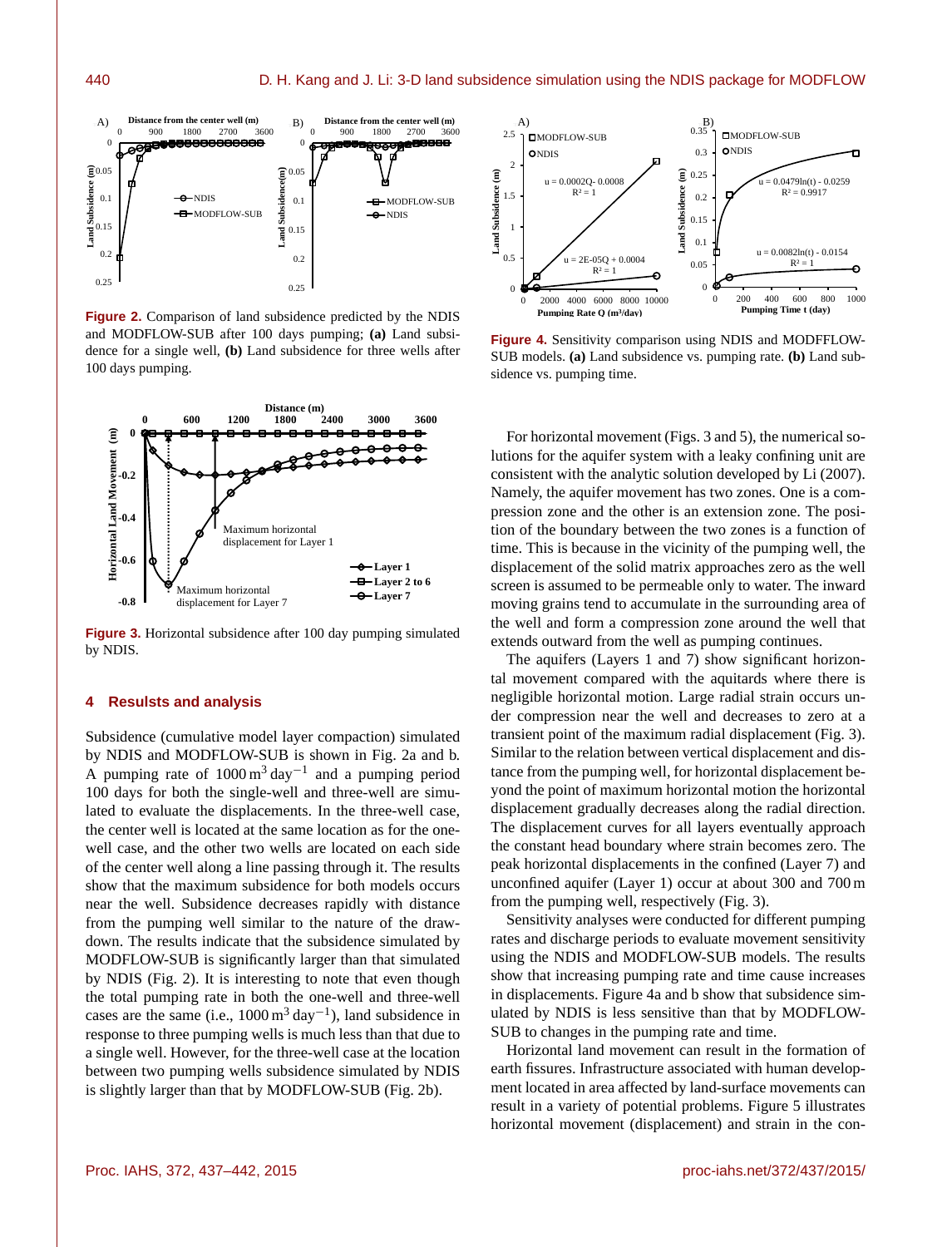**Figure 2.** Comparison of land subsidence predicted by the NDIS and MODFLOW-SUB after 100 days pumping; **(a)** Land subsidence for a single well, **(b)** Land subsidence for three wells after 100 days pumping.

**Figure 3.** Horizontal subsidence after 100 day pumping simulated by NDIS.

## 4 Resulsts and analysis

Subsidence (cumulative model layer compaction) simulated by NDIS and MODFLOW-SUB is shown in Fig. 2a and b. A pumping rate of $1000\,\mathrm{m^3\,day^{-1}}$ and a pumping period 100 days for both the single-well and three-well are simulated to evaluate the displacements. In the three-well case, the center well is located at the same location as for the one-well case, and the other two wells are located on each side of the center well along a line passing through it. The results show that the maximum subsidence for both models occurs near the well. Subsidence decreases rapidly with distance from the pumping well similar to the nature of the drawdown. The results indicate that the subsidence simulated by MODFLOW-SUB is significantly larger than that simulated by NDIS (Fig. 2). It is interesting to note that even though the total pumping rate in both the one-well and three-well cases are the same (i.e., $1000\,\mathrm{m^3\,day^{-1}}$), land subsidence in response to three pumping wells is much less than that due to a single well. However, for the three-well case at the location between two pumping wells subsidence simulated by NDIS is slightly larger than that by MODFLOW-SUB (Fig. 2b).

**Figure 4.** Sensitivity comparison using NDIS and MODFFLOW-SUB models. **(a)** Land subsidence vs. pumping rate. **(b)** Land subsidence vs. pumping time.

For horizontal movement (Figs. 3 and 5), the numerical solutions for the aquifer system with a leaky confining unit are consistent with the analytic solution developed by Li (2007). Namely, the aquifer movement has two zones. One is a compression zone and the other is an extension zone. The position of the boundary between the two zones is a function of time. This is because in the vicinity of the pumping well, the displacement of the solid matrix approaches zero as the well screen is assumed to be permeable only to water. The inward moving grains tend to accumulate in the surrounding area of the well and form a compression zone around the well that extends outward from the well as pumping continues.

The aquifers (Layers 1 and 7) show significant horizontal movement compared with the aquitards where there is negligible horizontal motion. Large radial strain occurs under compression near the well and decreases to zero at a transient point of the maximum radial displacement (Fig. 3). Similar to the relation between vertical displacement and distance from the pumping well, for horizontal displacement beyond the point of maximum horizontal motion the horizontal displacement gradually decreases along the radial direction. The displacement curves for all layers eventually approach the constant head boundary where strain becomes zero. The peak horizontal displacements in the confined (Layer 7) and unconfined aquifer (Layer 1) occur at about 300 and 700 m from the pumping well, respectively (Fig. 3).

Sensitivity analyses were conducted for different pumping rates and discharge periods to evaluate movement sensitivity using the NDIS and MODFLOW-SUB models. The results show that increasing pumping rate and time cause increases in displacements. Figure 4a and b show that subsidence simulated by NDIS is less sensitive than that by MODFLOW-SUB to changes in the pumping rate and time.

Horizontal land movement can result in the formation of earth fissures. Infrastructure associated with human development located in area affected by land-surface movements can result in a variety of potential problems. Figure 5 illustrates horizontal movement (displacement) and strain in the con-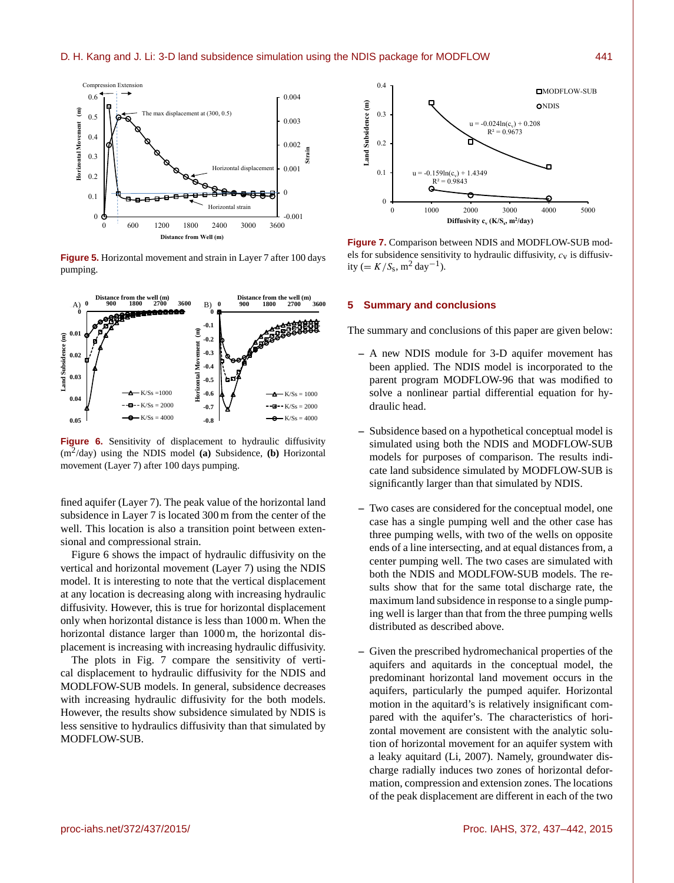**Figure 5.** Horizontal movement and strain in Layer 7 after 100 days pumping.

**Figure 6.** Sensitivity of displacement to hydraulic diffusivity ($m^2$/day) using the NDIS model **(a)** Subsidence, **(b)** Horizontal movement (Layer 7) after 100 days pumping.

fined aquifer (Layer 7). The peak value of the horizontal land subsidence in Layer 7 is located 300 m from the center of the well. This location is also a transition point between extensional and compressional strain.

Figure 6 shows the impact of hydraulic diffusivity on the vertical and horizontal movement (Layer 7) using the NDIS model. It is interesting to note that the vertical displacement at any location is decreasing along with increasing hydraulic diffusivity. However, this is true for horizontal displacement only when horizontal distance is less than 1000 m. When the horizontal distance larger than 1000 m, the horizontal displacement is increasing with increasing hydraulic diffusivity.

The plots in Fig. 7 compare the sensitivity of vertical displacement to hydraulic diffusivity for the NDIS and MODLFOW-SUB models. In general, subsidence decreases with increasing hydraulic diffusivity for the both models. However, the results show subsidence simulated by NDIS is less sensitive to hydraulics diffusivity than that simulated by MODFLOW-SUB.

**Figure 7.** Comparison between NDIS and MODFLOW-SUB models for subsidence sensitivity to hydraulic diffusivity, $c_V$ is diffusivity ($= K/S_s$, $m^2\,day^{-1}$).

## 5 Summary and conclusions

The summary and conclusions of this paper are given below:

- A new NDIS module for 3-D aquifer movement has been applied. The NDIS model is incorporated to the parent program MODFLOW-96 that was modified to solve a nonlinear partial differential equation for hydraulic head.

- Subsidence based on a hypothetical conceptual model is simulated using both the NDIS and MODFLOW-SUB models for purposes of comparison. The results indicate land subsidence simulated by MODFLOW-SUB is significantly larger than that simulated by NDIS.

- Two cases are considered for the conceptual model, one case has a single pumping well and the other case has three pumping wells, with two of the wells on opposite ends of a line intersecting, and at equal distances from, a center pumping well. The two cases are simulated with both the NDIS and MODLFOW-SUB models. The results show that for the same total discharge rate, the maximum land subsidence in response to a single pumping well is larger than that from the three pumping wells distributed as described above.

- Given the prescribed hydromechanical properties of the aquifers and aquitards in the conceptual model, the predominant horizontal land movement occurs in the aquifers, particularly the pumped aquifer. Horizontal motion in the aquitard's is relatively insignificant compared with the aquifer's. The characteristics of horizontal movement are consistent with the analytic solution of horizontal movement for an aquifer system with a leaky aquitard (Li, 2007). Namely, groundwater discharge radially induces two zones of horizontal deformation, compression and extension zones. The locations of the peak displacement are different in each of the two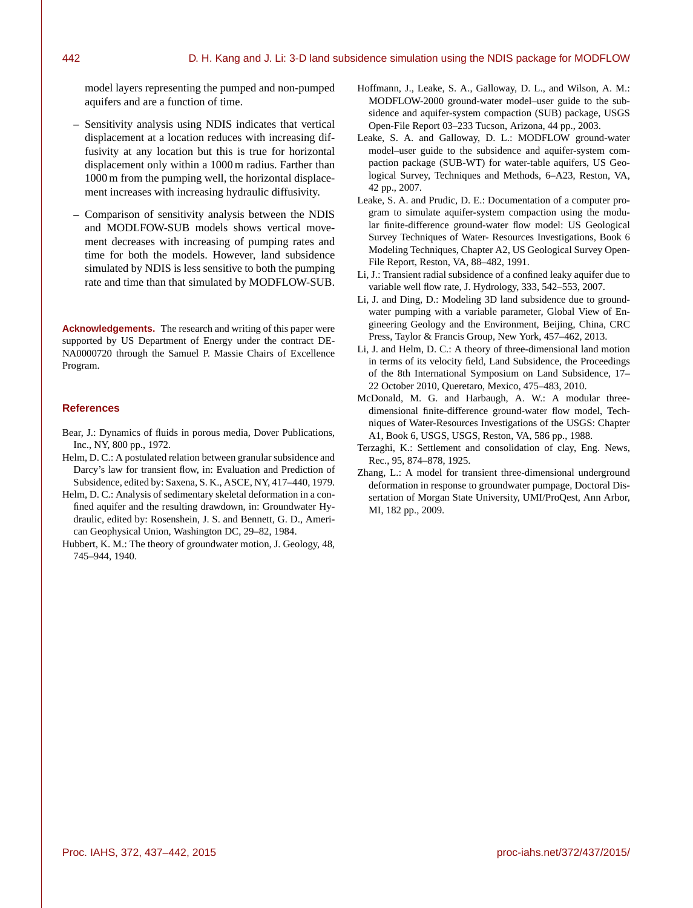model layers representing the pumped and non-pumped aquifers and are a function of time.

- Sensitivity analysis using NDIS indicates that vertical displacement at a location reduces with increasing diffusivity at any location but this is true for horizontal displacement only within a 1000 m radius. Farther than 1000 m from the pumping well, the horizontal displacement increases with increasing hydraulic diffusivity.
- Comparison of sensitivity analysis between the NDIS and MODLFOW-SUB models shows vertical movement decreases with increasing of pumping rates and time for both the models. However, land subsidence simulated by NDIS is less sensitive to both the pumping rate and time than that simulated by MODFLOW-SUB.

**Acknowledgements.** The research and writing of this paper were supported by US Department of Energy under the contract DE-NA0000720 through the Samuel P. Massie Chairs of Excellence Program.

## References

Bear, J.: Dynamics of fluids in porous media, Dover Publications, Inc., NY, 800 pp., 1972.

Helm, D. C.: A postulated relation between granular subsidence and Darcy's law for transient flow, in: Evaluation and Prediction of Subsidence, edited by: Saxena, S. K., ASCE, NY, 417–440, 1979.

Helm, D. C.: Analysis of sedimentary skeletal deformation in a confined aquifer and the resulting drawdown, in: Groundwater Hydraulic, edited by: Rosenshein, J. S. and Bennett, G. D., American Geophysical Union, Washington DC, 29–82, 1984.

Hubbert, K. M.: The theory of groundwater motion, J. Geology, 48, 745–944, 1940.

Hoffmann, J., Leake, S. A., Galloway, D. L., and Wilson, A. M.: MODFLOW-2000 ground-water model–user guide to the subsidence and aquifer-system compaction (SUB) package, USGS Open-File Report 03–233 Tucson, Arizona, 44 pp., 2003.

Leake, S. A. and Galloway, D. L.: MODFLOW ground-water model–user guide to the subsidence and aquifer-system compaction package (SUB-WT) for water-table aquifers, US Geological Survey, Techniques and Methods, 6–A23, Reston, VA, 42 pp., 2007.

Leake, S. A. and Prudic, D. E.: Documentation of a computer program to simulate aquifer-system compaction using the modular finite-difference ground-water flow model: US Geological Survey Techniques of Water- Resources Investigations, Book 6 Modeling Techniques, Chapter A2, US Geological Survey Open-File Report, Reston, VA, 88–482, 1991.

Li, J.: Transient radial subsidence of a confined leaky aquifer due to variable well flow rate, J. Hydrology, 333, 542–553, 2007.

Li, J. and Ding, D.: Modeling 3D land subsidence due to groundwater pumping with a variable parameter, Global View of Engineering Geology and the Environment, Beijing, China, CRC Press, Taylor & Francis Group, New York, 457–462, 2013.

Li, J. and Helm, D. C.: A theory of three-dimensional land motion in terms of its velocity field, Land Subsidence, the Proceedings of the 8th International Symposium on Land Subsidence, 17–22 October 2010, Queretaro, Mexico, 475–483, 2010.

McDonald, M. G. and Harbaugh, A. W.: A modular three-dimensional finite-difference ground-water flow model, Techniques of Water-Resources Investigations of the USGS: Chapter A1, Book 6, USGS, USGS, Reston, VA, 586 pp., 1988.

Terzaghi, K.: Settlement and consolidation of clay, Eng. News, Rec., 95, 874–878, 1925.

Zhang, L.: A model for transient three-dimensional underground deformation in response to groundwater pumpage, Doctoral Dissertation of Morgan State University, UMI/ProQest, Ann Arbor, MI, 182 pp., 2009.